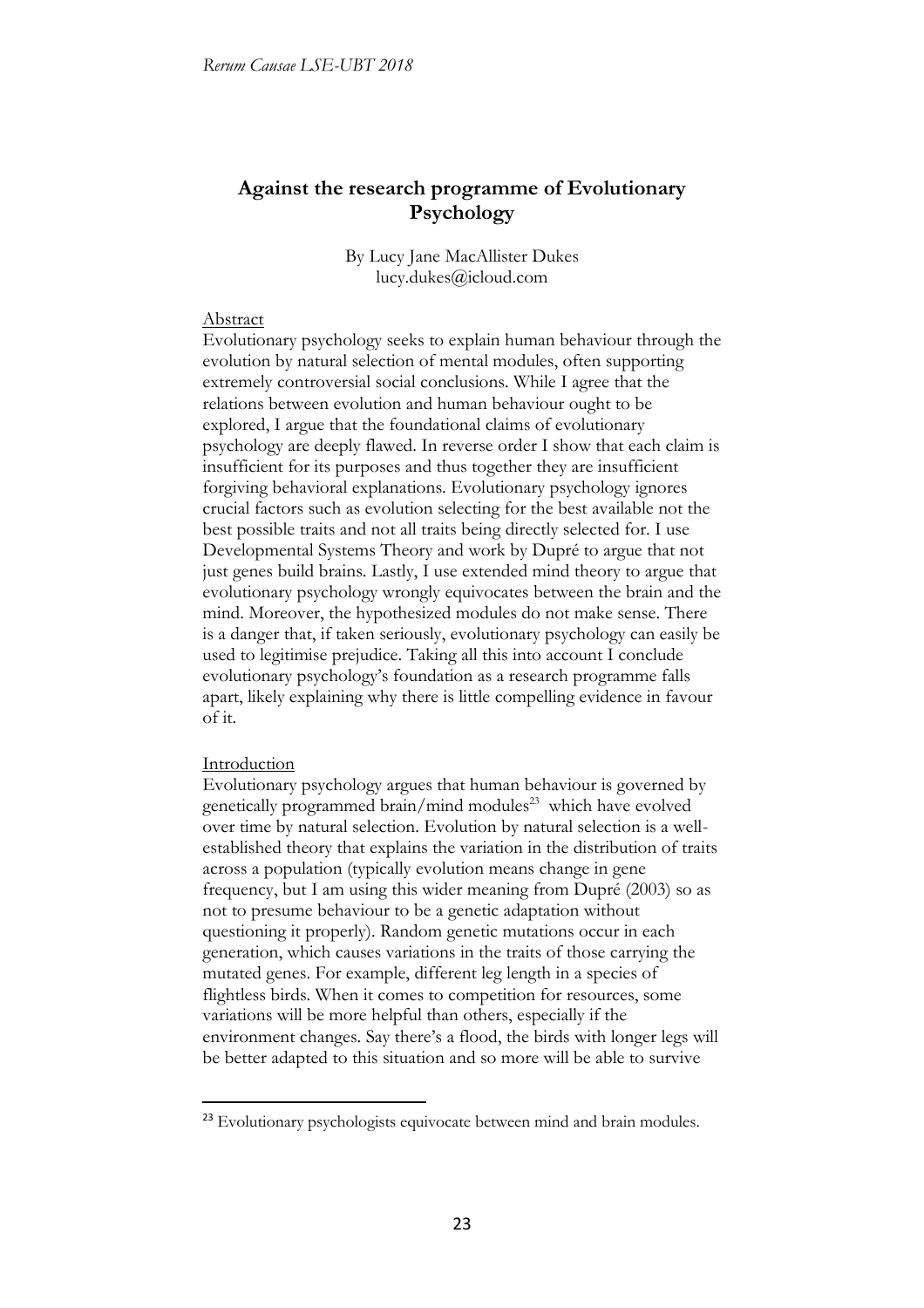# Against the research programme of Evolutionary Psychology

By Lucy Jane MacAllister Dukes
lucy.dukes@icloud.com

Abstract

Evolutionary psychology seeks to explain human behaviour through the evolution by natural selection of mental modules, often supporting extremely controversial social conclusions. While I agree that the relations between evolution and human behaviour ought to be explored, I argue that the foundational claims of evolutionary psychology are deeply flawed. In reverse order I show that each claim is insufficient for its purposes and thus together they are insufficient forgiving behavioral explanations. Evolutionary psychology ignores crucial factors such as evolution selecting for the best available not the best possible traits and not all traits being directly selected for. I use Developmental Systems Theory and work by Dupré to argue that not just genes build brains. Lastly, I use extended mind theory to argue that evolutionary psychology wrongly equivocates between the brain and the mind. Moreover, the hypothesized modules do not make sense. There is a danger that, if taken seriously, evolutionary psychology can easily be used to legitimise prejudice. Taking all this into account I conclude evolutionary psychology's foundation as a research programme falls apart, likely explaining why there is little compelling evidence in favour of it.

Introduction

Evolutionary psychology argues that human behaviour is governed by genetically programmed brain/mind modules[23] which have evolved over time by natural selection. Evolution by natural selection is a well-established theory that explains the variation in the distribution of traits across a population (typically evolution means change in gene frequency, but I am using this wider meaning from Dupré (2003) so as not to presume behaviour to be a genetic adaptation without questioning it properly). Random genetic mutations occur in each generation, which causes variations in the traits of those carrying the mutated genes. For example, different leg length in a species of flightless birds. When it comes to competition for resources, some variations will be more helpful than others, especially if the environment changes. Say there's a flood, the birds with longer legs will be better adapted to this situation and so more will be able to survive

[23] Evolutionary psychologists equivocate between mind and brain modules.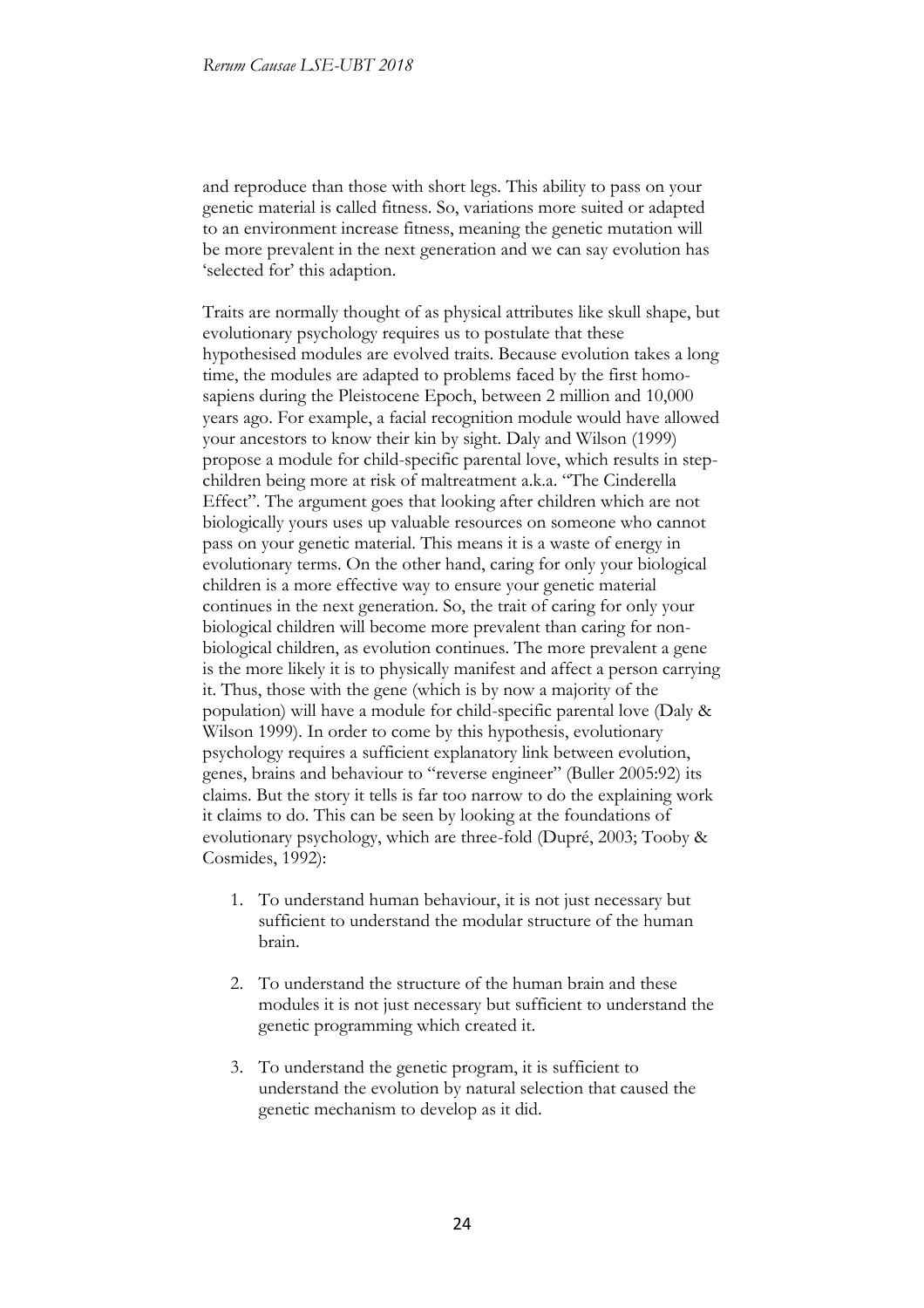and reproduce than those with short legs. This ability to pass on your genetic material is called fitness. So, variations more suited or adapted to an environment increase fitness, meaning the genetic mutation will be more prevalent in the next generation and we can say evolution has 'selected for' this adaption.

Traits are normally thought of as physical attributes like skull shape, but evolutionary psychology requires us to postulate that these hypothesised modules are evolved traits. Because evolution takes a long time, the modules are adapted to problems faced by the first homo-sapiens during the Pleistocene Epoch, between 2 million and 10,000 years ago. For example, a facial recognition module would have allowed your ancestors to know their kin by sight. Daly and Wilson (1999) propose a module for child-specific parental love, which results in step-children being more at risk of maltreatment a.k.a. "The Cinderella Effect". The argument goes that looking after children which are not biologically yours uses up valuable resources on someone who cannot pass on your genetic material. This means it is a waste of energy in evolutionary terms. On the other hand, caring for only your biological children is a more effective way to ensure your genetic material continues in the next generation. So, the trait of caring for only your biological children will become more prevalent than caring for non-biological children, as evolution continues. The more prevalent a gene is the more likely it is to physically manifest and affect a person carrying it. Thus, those with the gene (which is by now a majority of the population) will have a module for child-specific parental love (Daly & Wilson 1999). In order to come by this hypothesis, evolutionary psychology requires a sufficient explanatory link between evolution, genes, brains and behaviour to "reverse engineer" (Buller 2005:92) its claims. But the story it tells is far too narrow to do the explaining work it claims to do. This can be seen by looking at the foundations of evolutionary psychology, which are three-fold (Dupré, 2003; Tooby & Cosmides, 1992):

1. To understand human behaviour, it is not just necessary but sufficient to understand the modular structure of the human brain.

2. To understand the structure of the human brain and these modules it is not just necessary but sufficient to understand the genetic programming which created it.

3. To understand the genetic program, it is sufficient to understand the evolution by natural selection that caused the genetic mechanism to develop as it did.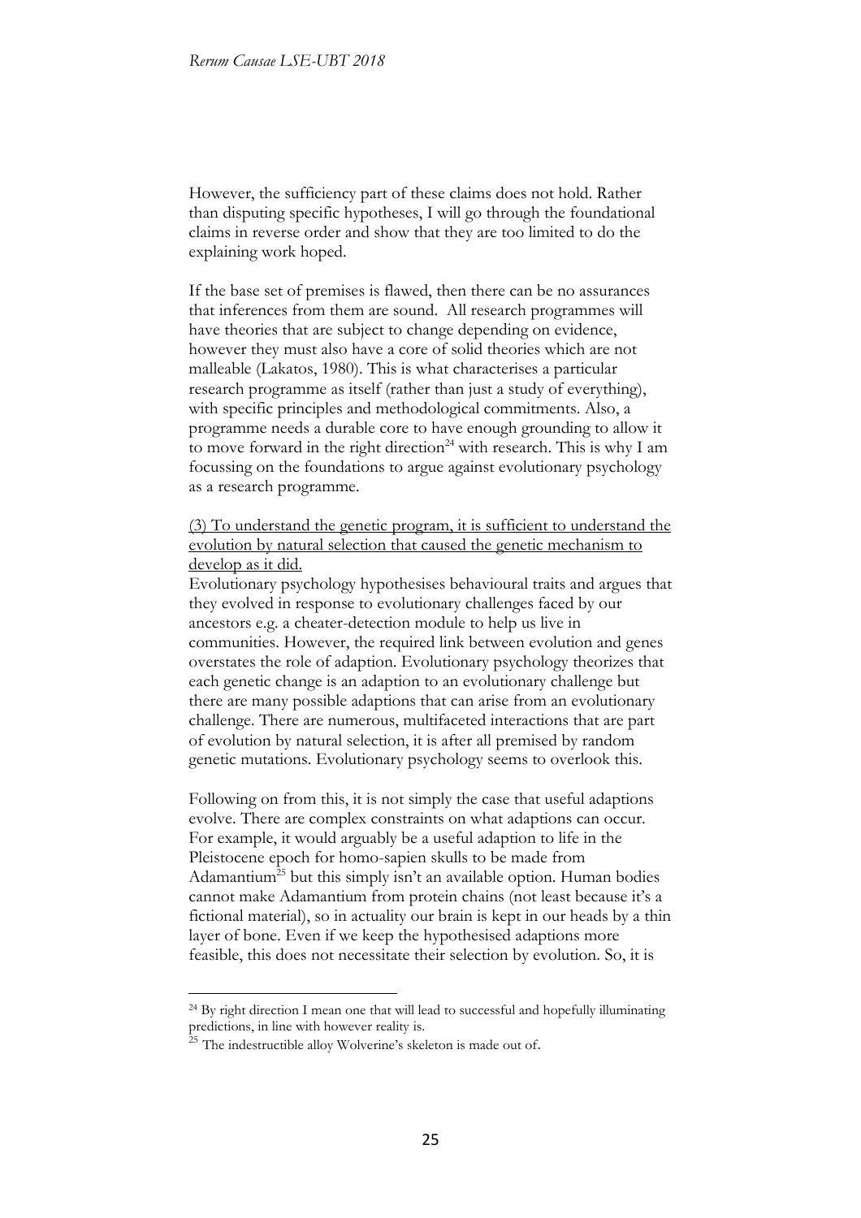However, the sufficiency part of these claims does not hold. Rather than disputing specific hypotheses, I will go through the foundational claims in reverse order and show that they are too limited to do the explaining work hoped.

If the base set of premises is flawed, then there can be no assurances that inferences from them are sound. All research programmes will have theories that are subject to change depending on evidence, however they must also have a core of solid theories which are not malleable (Lakatos, 1980). This is what characterises a particular research programme as itself (rather than just a study of everything), with specific principles and methodological commitments. Also, a programme needs a durable core to have enough grounding to allow it to move forward in the right direction[24] with research. This is why I am focussing on the foundations to argue against evolutionary psychology as a research programme.

<u>(3) To understand the genetic program, it is sufficient to understand the evolution by natural selection that caused the genetic mechanism to develop as it did.</u>

Evolutionary psychology hypothesises behavioural traits and argues that they evolved in response to evolutionary challenges faced by our ancestors e.g. a cheater-detection module to help us live in communities. However, the required link between evolution and genes overstates the role of adaption. Evolutionary psychology theorizes that each genetic change is an adaption to an evolutionary challenge but there are many possible adaptions that can arise from an evolutionary challenge. There are numerous, multifaceted interactions that are part of evolution by natural selection, it is after all premised by random genetic mutations. Evolutionary psychology seems to overlook this.

Following on from this, it is not simply the case that useful adaptions evolve. There are complex constraints on what adaptions can occur. For example, it would arguably be a useful adaption to life in the Pleistocene epoch for homo-sapien skulls to be made from Adamantium[25] but this simply isn't an available option. Human bodies cannot make Adamantium from protein chains (not least because it's a fictional material), so in actuality our brain is kept in our heads by a thin layer of bone. Even if we keep the hypothesised adaptions more feasible, this does not necessitate their selection by evolution. So, it is

---

[24] By right direction I mean one that will lead to successful and hopefully illuminating predictions, in line with however reality is.

[25] The indestructible alloy Wolverine's skeleton is made out of.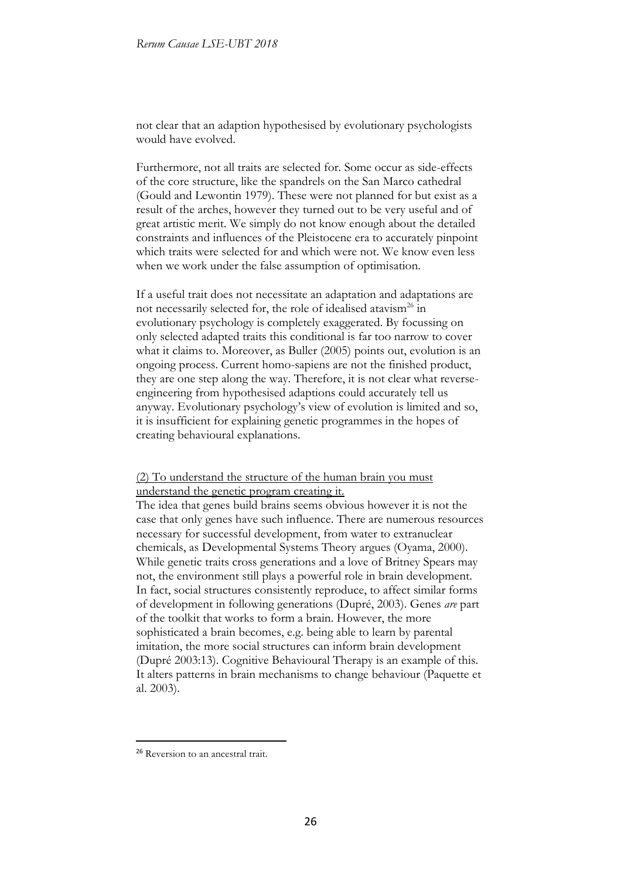not clear that an adaption hypothesised by evolutionary psychologists would have evolved.

Furthermore, not all traits are selected for. Some occur as side-effects of the core structure, like the spandrels on the San Marco cathedral (Gould and Lewontin 1979). These were not planned for but exist as a result of the arches, however they turned out to be very useful and of great artistic merit. We simply do not know enough about the detailed constraints and influences of the Pleistocene era to accurately pinpoint which traits were selected for and which were not. We know even less when we work under the false assumption of optimisation.

If a useful trait does not necessitate an adaptation and adaptations are not necessarily selected for, the role of idealised atavism[26] in evolutionary psychology is completely exaggerated. By focussing on only selected adapted traits this conditional is far too narrow to cover what it claims to. Moreover, as Buller (2005) points out, evolution is an ongoing process. Current homo-sapiens are not the finished product, they are one step along the way. Therefore, it is not clear what reverse-engineering from hypothesised adaptions could accurately tell us anyway. Evolutionary psychology's view of evolution is limited and so, it is insufficient for explaining genetic programmes in the hopes of creating behavioural explanations.

<u>(2) To understand the structure of the human brain you must understand the genetic program creating it.</u>

The idea that genes build brains seems obvious however it is not the case that only genes have such influence. There are numerous resources necessary for successful development, from water to extranuclear chemicals, as Developmental Systems Theory argues (Oyama, 2000). While genetic traits cross generations and a love of Britney Spears may not, the environment still plays a powerful role in brain development. In fact, social structures consistently reproduce, to affect similar forms of development in following generations (Dupré, 2003). Genes *are* part of the toolkit that works to form a brain. However, the more sophisticated a brain becomes, e.g. being able to learn by parental imitation, the more social structures can inform brain development (Dupré 2003:13). Cognitive Behavioural Therapy is an example of this. It alters patterns in brain mechanisms to change behaviour (Paquette et al. 2003).

[26] Reversion to an ancestral trait.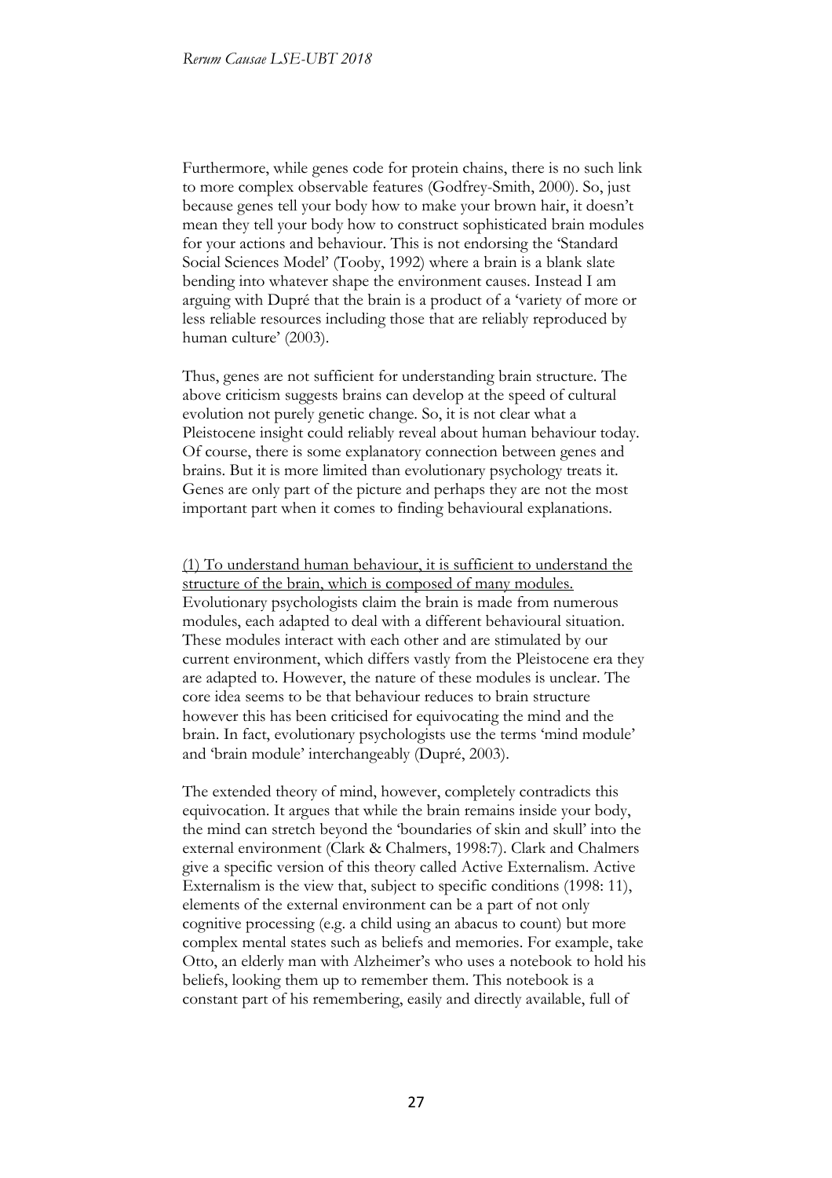Furthermore, while genes code for protein chains, there is no such link to more complex observable features (Godfrey-Smith, 2000). So, just because genes tell your body how to make your brown hair, it doesn't mean they tell your body how to construct sophisticated brain modules for your actions and behaviour. This is not endorsing the 'Standard Social Sciences Model' (Tooby, 1992) where a brain is a blank slate bending into whatever shape the environment causes. Instead I am arguing with Dupré that the brain is a product of a 'variety of more or less reliable resources including those that are reliably reproduced by human culture' (2003).

Thus, genes are not sufficient for understanding brain structure. The above criticism suggests brains can develop at the speed of cultural evolution not purely genetic change. So, it is not clear what a Pleistocene insight could reliably reveal about human behaviour today. Of course, there is some explanatory connection between genes and brains. But it is more limited than evolutionary psychology treats it. Genes are only part of the picture and perhaps they are not the most important part when it comes to finding behavioural explanations.

<u>(1) To understand human behaviour, it is sufficient to understand the structure of the brain, which is composed of many modules.</u>
Evolutionary psychologists claim the brain is made from numerous modules, each adapted to deal with a different behavioural situation. These modules interact with each other and are stimulated by our current environment, which differs vastly from the Pleistocene era they are adapted to. However, the nature of these modules is unclear. The core idea seems to be that behaviour reduces to brain structure however this has been criticised for equivocating the mind and the brain. In fact, evolutionary psychologists use the terms 'mind module' and 'brain module' interchangeably (Dupré, 2003).

The extended theory of mind, however, completely contradicts this equivocation. It argues that while the brain remains inside your body, the mind can stretch beyond the 'boundaries of skin and skull' into the external environment (Clark & Chalmers, 1998:7). Clark and Chalmers give a specific version of this theory called Active Externalism. Active Externalism is the view that, subject to specific conditions (1998: 11), elements of the external environment can be a part of not only cognitive processing (e.g. a child using an abacus to count) but more complex mental states such as beliefs and memories. For example, take Otto, an elderly man with Alzheimer's who uses a notebook to hold his beliefs, looking them up to remember them. This notebook is a constant part of his remembering, easily and directly available, full of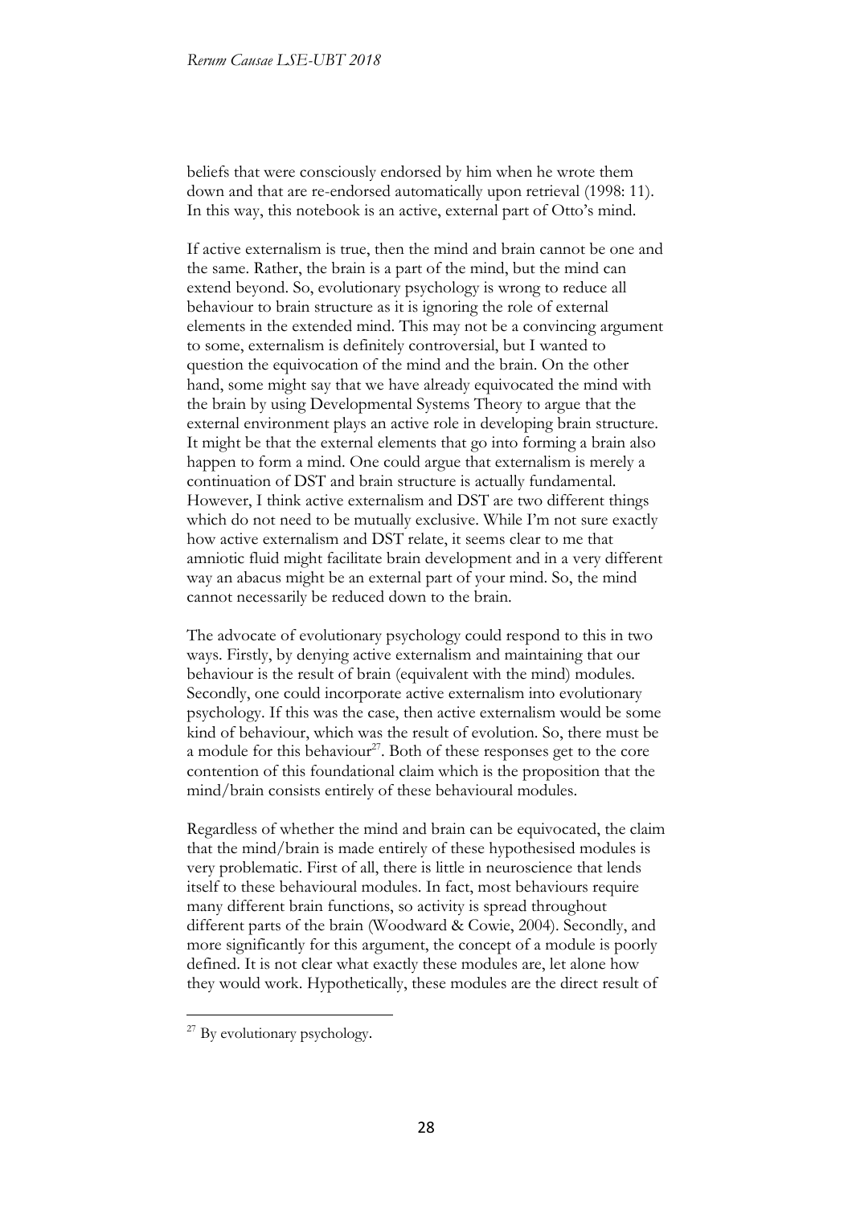beliefs that were consciously endorsed by him when he wrote them down and that are re-endorsed automatically upon retrieval (1998: 11). In this way, this notebook is an active, external part of Otto's mind.

If active externalism is true, then the mind and brain cannot be one and the same. Rather, the brain is a part of the mind, but the mind can extend beyond. So, evolutionary psychology is wrong to reduce all behaviour to brain structure as it is ignoring the role of external elements in the extended mind. This may not be a convincing argument to some, externalism is definitely controversial, but I wanted to question the equivocation of the mind and the brain. On the other hand, some might say that we have already equivocated the mind with the brain by using Developmental Systems Theory to argue that the external environment plays an active role in developing brain structure. It might be that the external elements that go into forming a brain also happen to form a mind. One could argue that externalism is merely a continuation of DST and brain structure is actually fundamental. However, I think active externalism and DST are two different things which do not need to be mutually exclusive. While I'm not sure exactly how active externalism and DST relate, it seems clear to me that amniotic fluid might facilitate brain development and in a very different way an abacus might be an external part of your mind. So, the mind cannot necessarily be reduced down to the brain.

The advocate of evolutionary psychology could respond to this in two ways. Firstly, by denying active externalism and maintaining that our behaviour is the result of brain (equivalent with the mind) modules. Secondly, one could incorporate active externalism into evolutionary psychology. If this was the case, then active externalism would be some kind of behaviour, which was the result of evolution. So, there must be a module for this behaviour[27]. Both of these responses get to the core contention of this foundational claim which is the proposition that the mind/brain consists entirely of these behavioural modules.

Regardless of whether the mind and brain can be equivocated, the claim that the mind/brain is made entirely of these hypothesised modules is very problematic. First of all, there is little in neuroscience that lends itself to these behavioural modules. In fact, most behaviours require many different brain functions, so activity is spread throughout different parts of the brain (Woodward & Cowie, 2004). Secondly, and more significantly for this argument, the concept of a module is poorly defined. It is not clear what exactly these modules are, let alone how they would work. Hypothetically, these modules are the direct result of

[27] By evolutionary psychology.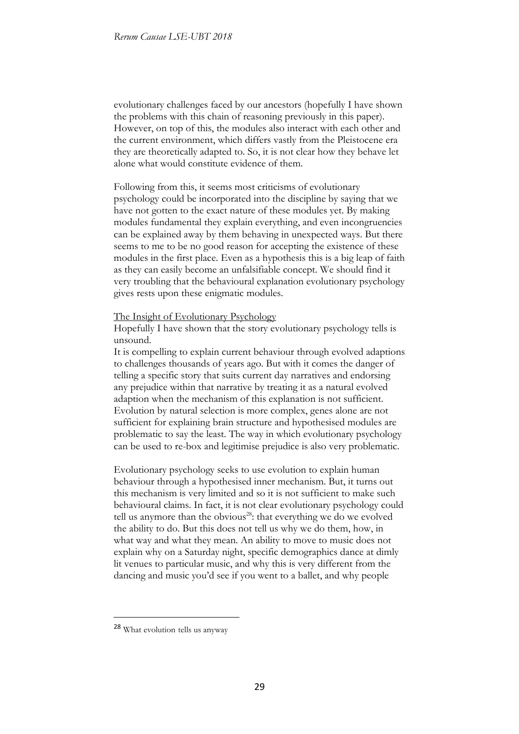evolutionary challenges faced by our ancestors (hopefully I have shown the problems with this chain of reasoning previously in this paper). However, on top of this, the modules also interact with each other and the current environment, which differs vastly from the Pleistocene era they are theoretically adapted to. So, it is not clear how they behave let alone what would constitute evidence of them.

Following from this, it seems most criticisms of evolutionary psychology could be incorporated into the discipline by saying that we have not gotten to the exact nature of these modules yet. By making modules fundamental they explain everything, and even incongruencies can be explained away by them behaving in unexpected ways. But there seems to me to be no good reason for accepting the existence of these modules in the first place. Even as a hypothesis this is a big leap of faith as they can easily become an unfalsifiable concept. We should find it very troubling that the behavioural explanation evolutionary psychology gives rests upon these enigmatic modules.

## The Insight of Evolutionary Psychology

Hopefully I have shown that the story evolutionary psychology tells is unsound.

It is compelling to explain current behaviour through evolved adaptions to challenges thousands of years ago. But with it comes the danger of telling a specific story that suits current day narratives and endorsing any prejudice within that narrative by treating it as a natural evolved adaption when the mechanism of this explanation is not sufficient. Evolution by natural selection is more complex, genes alone are not sufficient for explaining brain structure and hypothesised modules are problematic to say the least. The way in which evolutionary psychology can be used to re-box and legitimise prejudice is also very problematic.

Evolutionary psychology seeks to use evolution to explain human behaviour through a hypothesised inner mechanism. But, it turns out this mechanism is very limited and so it is not sufficient to make such behavioural claims. In fact, it is not clear evolutionary psychology could tell us anymore than the obvious[28]: that everything we do we evolved the ability to do. But this does not tell us why we do them, how, in what way and what they mean. An ability to move to music does not explain why on a Saturday night, specific demographics dance at dimly lit venues to particular music, and why this is very different from the dancing and music you'd see if you went to a ballet, and why people

[28] What evolution tells us anyway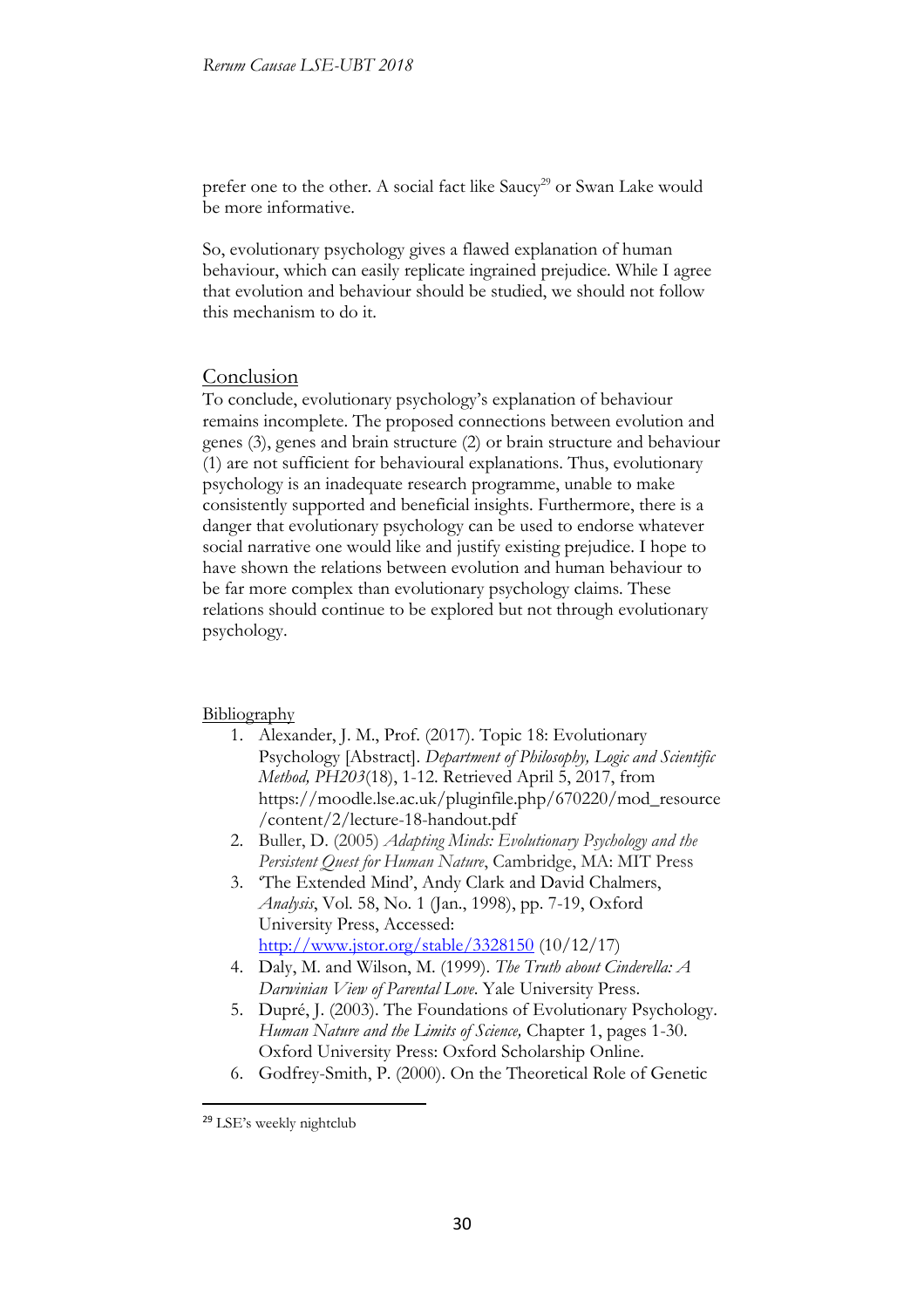prefer one to the other. A social fact like Saucy[29] or Swan Lake would be more informative.

So, evolutionary psychology gives a flawed explanation of human behaviour, which can easily replicate ingrained prejudice. While I agree that evolution and behaviour should be studied, we should not follow this mechanism to do it.

## Conclusion

To conclude, evolutionary psychology's explanation of behaviour remains incomplete. The proposed connections between evolution and genes (3), genes and brain structure (2) or brain structure and behaviour (1) are not sufficient for behavioural explanations. Thus, evolutionary psychology is an inadequate research programme, unable to make consistently supported and beneficial insights. Furthermore, there is a danger that evolutionary psychology can be used to endorse whatever social narrative one would like and justify existing prejudice. I hope to have shown the relations between evolution and human behaviour to be far more complex than evolutionary psychology claims. These relations should continue to be explored but not through evolutionary psychology.

## Bibliography

1. Alexander, J. M., Prof. (2017). Topic 18: Evolutionary Psychology [Abstract]. *Department of Philosophy, Logic and Scientific Method, PH203*(18), 1-12. Retrieved April 5, 2017, from https://moodle.lse.ac.uk/pluginfile.php/670220/mod_resource/content/2/lecture-18-handout.pdf
2. Buller, D. (2005) *Adapting Minds: Evolutionary Psychology and the Persistent Quest for Human Nature*, Cambridge, MA: MIT Press
3. 'The Extended Mind', Andy Clark and David Chalmers, *Analysis*, Vol. 58, No. 1 (Jan., 1998), pp. 7-19, Oxford University Press, Accessed: http://www.jstor.org/stable/3328150 (10/12/17)
4. Daly, M. and Wilson, M. (1999). *The Truth about Cinderella: A Darwinian View of Parental Love*. Yale University Press.
5. Dupré, J. (2003). The Foundations of Evolutionary Psychology. *Human Nature and the Limits of Science,* Chapter 1, pages 1-30. Oxford University Press: Oxford Scholarship Online.
6. Godfrey-Smith, P. (2000). On the Theoretical Role of Genetic

[29] LSE's weekly nightclub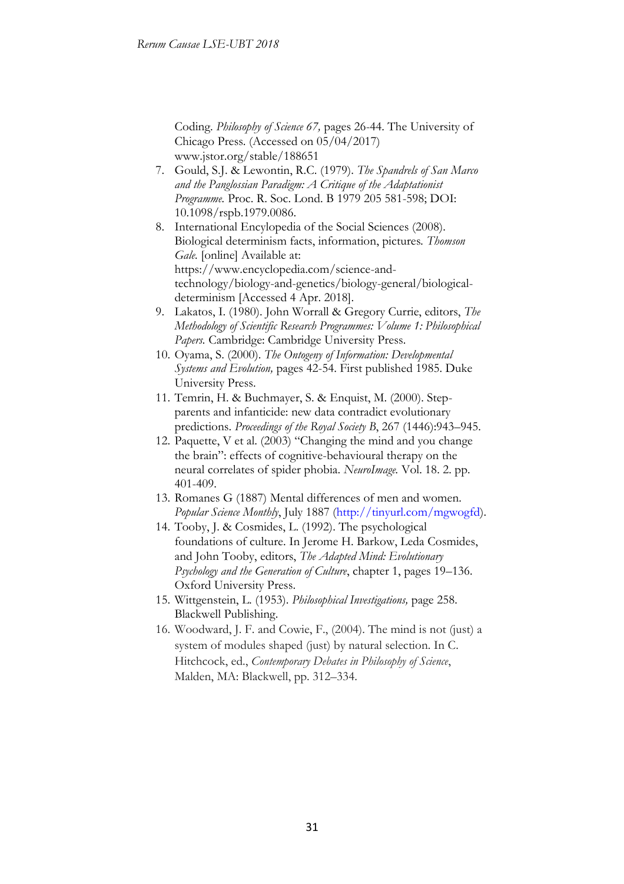Coding. *Philosophy of Science 67,* pages 26-44. The University of Chicago Press. (Accessed on 05/04/2017) www.jstor.org/stable/188651

7. Gould, S.J. & Lewontin, R.C. (1979). *The Spandrels of San Marco and the Panglossian Paradigm: A Critique of the Adaptationist Programme.* Proc. R. Soc. Lond. B 1979 205 581-598; DOI: 10.1098/rspb.1979.0086.
8. International Encylopedia of the Social Sciences (2008). Biological determinism facts, information, pictures. *Thomson Gale.* [online] Available at: https://www.encyclopedia.com/science-and-technology/biology-and-genetics/biology-general/biological-determinism [Accessed 4 Apr. 2018].
9. Lakatos, I. (1980). John Worrall & Gregory Currie, editors, *The Methodology of Scientific Research Programmes: Volume 1: Philosophical Papers.* Cambridge: Cambridge University Press.
10. Oyama, S. (2000). *The Ontogeny of Information: Developmental Systems and Evolution,* pages 42-54. First published 1985. Duke University Press.
11. Temrin, H. & Buchmayer, S. & Enquist, M. (2000). Step-parents and infanticide: new data contradict evolutionary predictions. *Proceedings of the Royal Society B*, 267 (1446):943–945.
12. Paquette, V et al. (2003) "Changing the mind and you change the brain": effects of cognitive-behavioural therapy on the neural correlates of spider phobia. *NeuroImage.* Vol. 18. 2. pp. 401-409.
13. Romanes G (1887) Mental differences of men and women. *Popular Science Monthly*, July 1887 (http://tinyurl.com/mgwogfd).
14. Tooby, J. & Cosmides, L. (1992). The psychological foundations of culture. In Jerome H. Barkow, Leda Cosmides, and John Tooby, editors, *The Adapted Mind: Evolutionary Psychology and the Generation of Culture*, chapter 1, pages 19–136. Oxford University Press.
15. Wittgenstein, L. (1953). *Philosophical Investigations,* page 258. Blackwell Publishing.
16. Woodward, J. F. and Cowie, F., (2004). The mind is not (just) a system of modules shaped (just) by natural selection. In C. Hitchcock, ed., *Contemporary Debates in Philosophy of Science*, Malden, MA: Blackwell, pp. 312–334.